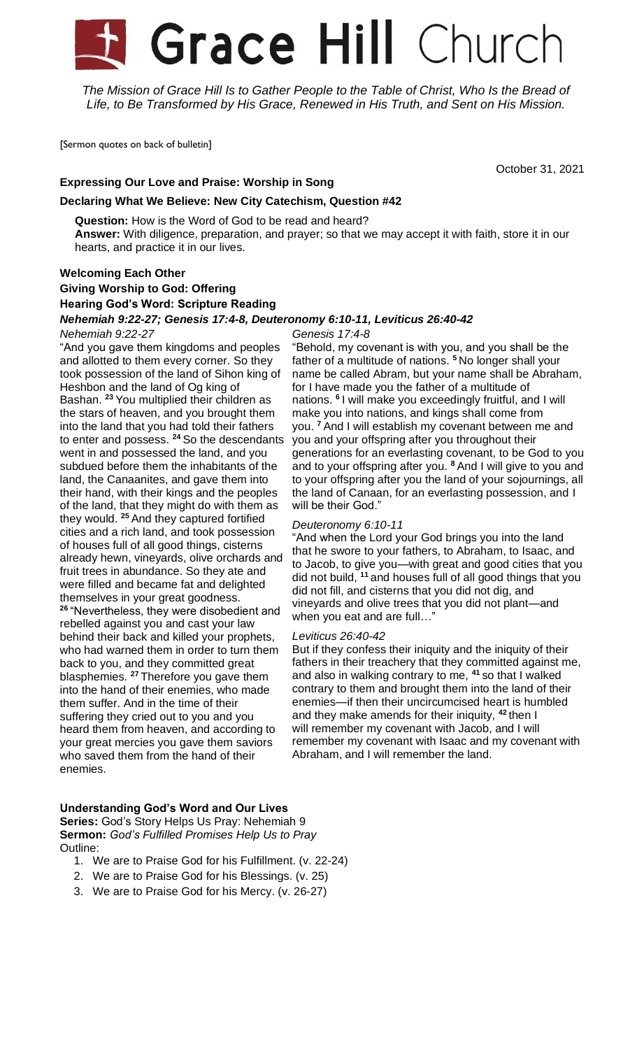# Grace Hill Church

*The Mission of Grace Hill Is to Gather People to the Table of Christ, Who Is the Bread of Life, to Be Transformed by His Grace, Renewed in His Truth, and Sent on His Mission.*

[Sermon quotes on back of bulletin]

October 31, 2021

**Expressing Our Love and Praise: Worship in Song**

**Declaring What We Believe: New City Catechism, Question #42**

**Question:** How is the Word of God to be read and heard?
**Answer:** With diligence, preparation, and prayer; so that we may accept it with faith, store it in our hearts, and practice it in our lives.

**Welcoming Each Other**

**Giving Worship to God: Offering**

**Hearing God's Word: Scripture Reading**

***Nehemiah 9:22-27; Genesis 17:4-8, Deuteronomy 6:10-11, Leviticus 26:40-42***

*Nehemiah 9:22-27*

"And you gave them kingdoms and peoples and allotted to them every corner. So they took possession of the land of Sihon king of Heshbon and the land of Og king of Bashan. [23] You multiplied their children as the stars of heaven, and you brought them into the land that you had told their fathers to enter and possess. [24] So the descendants went in and possessed the land, and you subdued before them the inhabitants of the land, the Canaanites, and gave them into their hand, with their kings and the peoples of the land, that they might do with them as they would. [25] And they captured fortified cities and a rich land, and took possession of houses full of all good things, cisterns already hewn, vineyards, olive orchards and fruit trees in abundance. So they ate and were filled and became fat and delighted themselves in your great goodness.
[26] "Nevertheless, they were disobedient and rebelled against you and cast your law behind their back and killed your prophets, who had warned them in order to turn them back to you, and they committed great blasphemies. [27] Therefore you gave them into the hand of their enemies, who made them suffer. And in the time of their suffering they cried out to you and you heard them from heaven, and according to your great mercies you gave them saviors who saved them from the hand of their enemies.

*Genesis 17:4-8*

"Behold, my covenant is with you, and you shall be the father of a multitude of nations. [5] No longer shall your name be called Abram, but your name shall be Abraham, for I have made you the father of a multitude of nations. [6] I will make you exceedingly fruitful, and I will make you into nations, and kings shall come from you. [7] And I will establish my covenant between me and you and your offspring after you throughout their generations for an everlasting covenant, to be God to you and to your offspring after you. [8] And I will give to you and to your offspring after you the land of your sojournings, all the land of Canaan, for an everlasting possession, and I will be their God."

*Deuteronomy 6:10-11*

"And when the Lord your God brings you into the land that he swore to your fathers, to Abraham, to Isaac, and to Jacob, to give you—with great and good cities that you did not build, [11] and houses full of all good things that you did not fill, and cisterns that you did not dig, and vineyards and olive trees that you did not plant—and when you eat and are full…"

*Leviticus 26:40-42*

But if they confess their iniquity and the iniquity of their fathers in their treachery that they committed against me, and also in walking contrary to me, [41] so that I walked contrary to them and brought them into the land of their enemies—if then their uncircumcised heart is humbled and they make amends for their iniquity, [42] then I will remember my covenant with Jacob, and I will remember my covenant with Isaac and my covenant with Abraham, and I will remember the land.

**Understanding God's Word and Our Lives**

**Series:** God's Story Helps Us Pray: Nehemiah 9
**Sermon:** *God's Fulfilled Promises Help Us to Pray*
Outline:

1. We are to Praise God for his Fulfillment. (v. 22-24)
2. We are to Praise God for his Blessings. (v. 25)
3. We are to Praise God for his Mercy. (v. 26-27)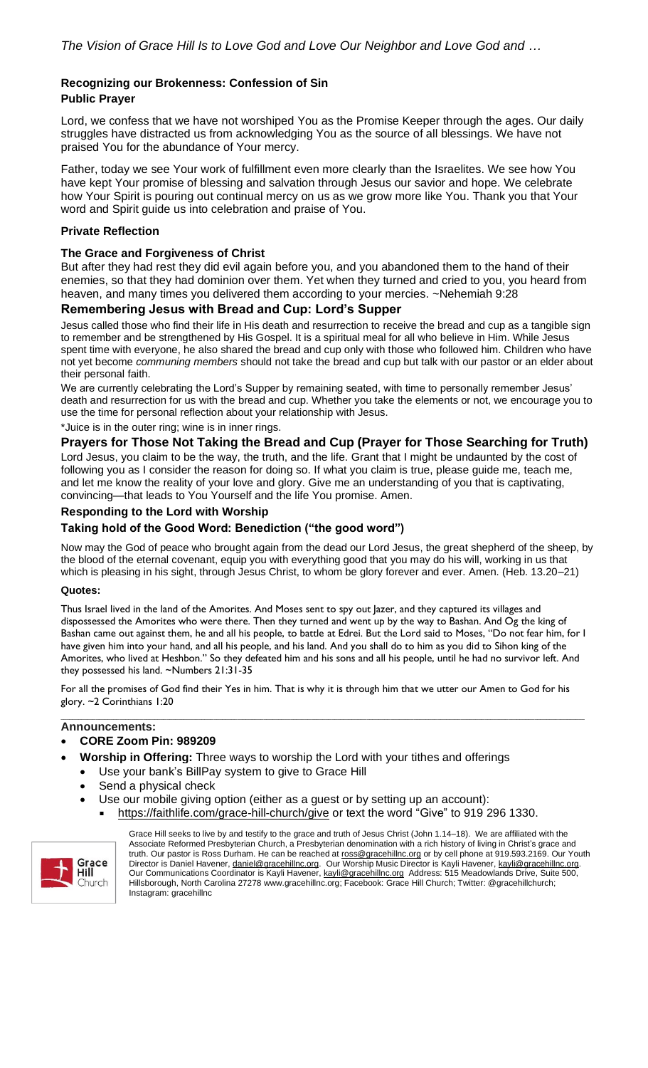*The Vision of Grace Hill Is to Love God and Love Our Neighbor and Love God and …*

### Recognizing our Brokenness: Confession of Sin

### Public Prayer

Lord, we confess that we have not worshiped You as the Promise Keeper through the ages. Our daily struggles have distracted us from acknowledging You as the source of all blessings. We have not praised You for the abundance of Your mercy.

Father, today we see Your work of fulfillment even more clearly than the Israelites. We see how You have kept Your promise of blessing and salvation through Jesus our savior and hope. We celebrate how Your Spirit is pouring out continual mercy on us as we grow more like You. Thank you that Your word and Spirit guide us into celebration and praise of You.

### Private Reflection

### The Grace and Forgiveness of Christ

But after they had rest they did evil again before you, and you abandoned them to the hand of their enemies, so that they had dominion over them. Yet when they turned and cried to you, you heard from heaven, and many times you delivered them according to your mercies. ~Nehemiah 9:28

### Remembering Jesus with Bread and Cup: Lord's Supper

Jesus called those who find their life in His death and resurrection to receive the bread and cup as a tangible sign to remember and be strengthened by His Gospel. It is a spiritual meal for all who believe in Him. While Jesus spent time with everyone, he also shared the bread and cup only with those who followed him. Children who have not yet become *communing members* should not take the bread and cup but talk with our pastor or an elder about their personal faith.

We are currently celebrating the Lord's Supper by remaining seated, with time to personally remember Jesus' death and resurrection for us with the bread and cup. Whether you take the elements or not, we encourage you to use the time for personal reflection about your relationship with Jesus.

*Juice is in the outer ring; wine is in inner rings.

### Prayers for Those Not Taking the Bread and Cup (Prayer for Those Searching for Truth)

Lord Jesus, you claim to be the way, the truth, and the life. Grant that I might be undaunted by the cost of following you as I consider the reason for doing so. If what you claim is true, please guide me, teach me, and let me know the reality of your love and glory. Give me an understanding of you that is captivating, convincing—that leads to You Yourself and the life You promise. Amen.

### Responding to the Lord with Worship

### Taking hold of the Good Word: Benediction ("the good word")

Now may the God of peace who brought again from the dead our Lord Jesus, the great shepherd of the sheep, by the blood of the eternal covenant, equip you with everything good that you may do his will, working in us that which is pleasing in his sight, through Jesus Christ, to whom be glory forever and ever. Amen. (Heb. 13.20–21)

**Quotes:**

Thus Israel lived in the land of the Amorites. And Moses sent to spy out Jazer, and they captured its villages and dispossessed the Amorites who were there. Then they turned and went up by the way to Bashan. And Og the king of Bashan came out against them, he and all his people, to battle at Edrei. But the Lord said to Moses, "Do not fear him, for I have given him into your hand, and all his people, and his land. And you shall do to him as you did to Sihon king of the Amorites, who lived at Heshbon." So they defeated him and his sons and all his people, until he had no survivor left. And they possessed his land. ~Numbers 21:31-35

For all the promises of God find their Yes in him. That is why it is through him that we utter our Amen to God for his glory. ~2 Corinthians 1:20

---

### Announcements:

- **CORE Zoom Pin: 989209**
- **Worship in Offering:** Three ways to worship the Lord with your tithes and offerings
  - Use your bank's BillPay system to give to Grace Hill
  - Send a physical check
  - Use our mobile giving option (either as a guest or by setting up an account):
    - https://faithlife.com/grace-hill-church/give or text the word "Give" to 919 296 1330.

Grace Hill seeks to live by and testify to the grace and truth of Jesus Christ (John 1.14–18). We are affiliated with the Associate Reformed Presbyterian Church, a Presbyterian denomination with a rich history of living in Christ's grace and truth. Our pastor is Ross Durham. He can be reached at ross@gracehillnc.org or by cell phone at 919.593.2169. Our Youth Director is Daniel Havener, daniel@gracehillnc.org. Our Worship Music Director is Kayli Havener, kayli@gracehillnc.org. Our Communications Coordinator is Kayli Havener, kayli@gracehillnc.org Address: 515 Meadowlands Drive, Suite 500, Hillsborough, North Carolina 27278 www.gracehillnc.org; Facebook: Grace Hill Church; Twitter: @gracehillchurch; Instagram: gracehillnc